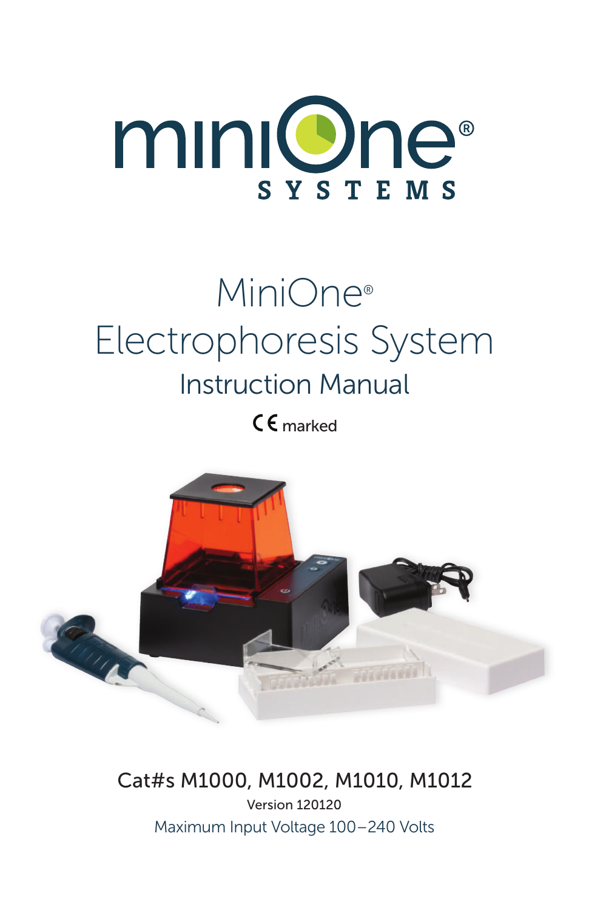# miniOne® SYSTEMS

# MiniOne® Electrophoresis System

## Instruction Manual

CE marked

Cat#s M1000, M1002, M1010, M1012

Version 120120

Maximum Input Voltage 100–240 Volts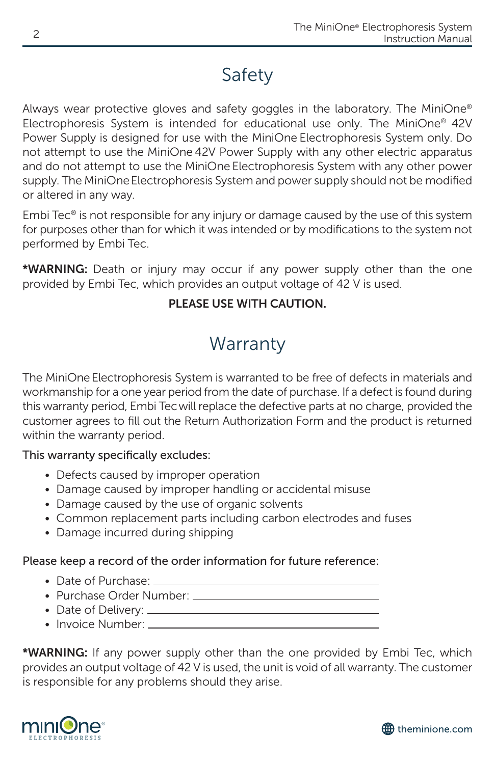# Safety

Always wear protective gloves and safety goggles in the laboratory. The MiniOne® Electrophoresis System is intended for educational use only. The MiniOne® 42V Power Supply is designed for use with the MiniOne Electrophoresis System only. Do not attempt to use the MiniOne 42V Power Supply with any other electric apparatus and do not attempt to use the MiniOne Electrophoresis System with any other power supply. The MiniOne Electrophoresis System and power supply should not be modified or altered in any way.

Embi Tec® is not responsible for any injury or damage caused by the use of this system for purposes other than for which it was intended or by modifications to the system not performed by Embi Tec.

***WARNING:** Death or injury may occur if any power supply other than the one provided by Embi Tec, which provides an output voltage of 42 V is used.

**PLEASE USE WITH CAUTION.**

# Warranty

The MiniOne Electrophoresis System is warranted to be free of defects in materials and workmanship for a one year period from the date of purchase. If a defect is found during this warranty period, Embi Tec will replace the defective parts at no charge, provided the customer agrees to fill out the Return Authorization Form and the product is returned within the warranty period.

This warranty specifically excludes:

- Defects caused by improper operation
- Damage caused by improper handling or accidental misuse
- Damage caused by the use of organic solvents
- Common replacement parts including carbon electrodes and fuses
- Damage incurred during shipping

Please keep a record of the order information for future reference:

- Date of Purchase: ____________________
- Purchase Order Number: ____________________
- Date of Delivery: ____________________
- Invoice Number: ____________________

***WARNING:** If any power supply other than the one provided by Embi Tec, which provides an output voltage of 42 V is used, the unit is void of all warranty. The customer is responsible for any problems should they arise.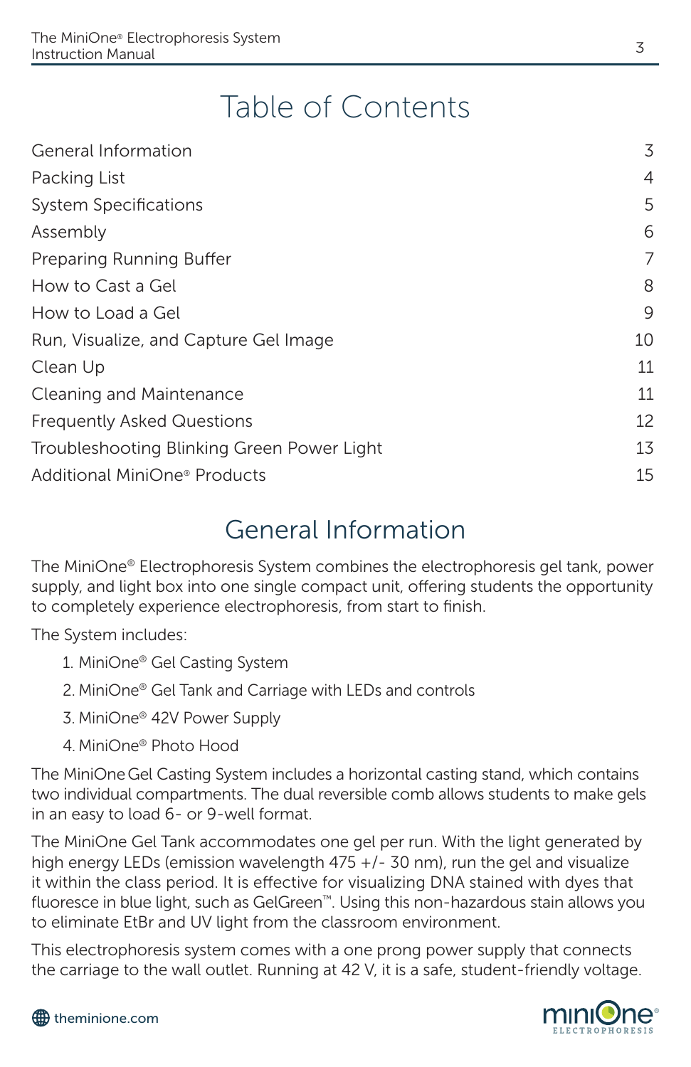# Table of Contents

| | |
|---|---|
| General Information | 3 |
| Packing List | 4 |
| System Specifications | 5 |
| Assembly | 6 |
| Preparing Running Buffer | 7 |
| How to Cast a Gel | 8 |
| How to Load a Gel | 9 |
| Run, Visualize, and Capture Gel Image | 10 |
| Clean Up | 11 |
| Cleaning and Maintenance | 11 |
| Frequently Asked Questions | 12 |
| Troubleshooting Blinking Green Power Light | 13 |
| Additional MiniOne® Products | 15 |

# General Information

The MiniOne® Electrophoresis System combines the electrophoresis gel tank, power supply, and light box into one single compact unit, offering students the opportunity to completely experience electrophoresis, from start to finish.

The System includes:

1. MiniOne® Gel Casting System
2. MiniOne® Gel Tank and Carriage with LEDs and controls
3. MiniOne® 42V Power Supply
4. MiniOne® Photo Hood

The MiniOne Gel Casting System includes a horizontal casting stand, which contains two individual compartments. The dual reversible comb allows students to make gels in an easy to load 6- or 9-well format.

The MiniOne Gel Tank accommodates one gel per run. With the light generated by high energy LEDs (emission wavelength 475 +/- 30 nm), run the gel and visualize it within the class period. It is effective for visualizing DNA stained with dyes that fluoresce in blue light, such as GelGreen™. Using this non-hazardous stain allows you to eliminate EtBr and UV light from the classroom environment.

This electrophoresis system comes with a one prong power supply that connects the carriage to the wall outlet. Running at 42 V, it is a safe, student-friendly voltage.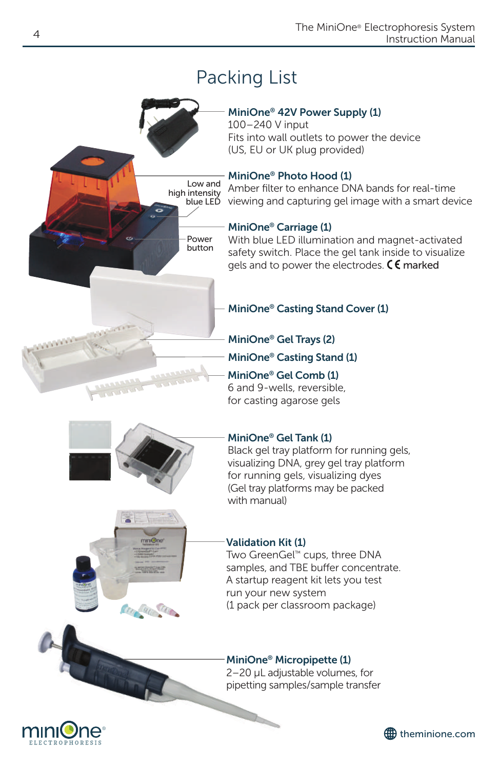# Packing List

**MiniOne® 42V Power Supply (1)**
100–240 V input
Fits into wall outlets to power the device
(US, EU or UK plug provided)

Low and high intensity blue LED

**MiniOne® Photo Hood (1)**
Amber filter to enhance DNA bands for real-time viewing and capturing gel image with a smart device

Power button

**MiniOne® Carriage (1)**
With blue LED illumination and magnet-activated safety switch. Place the gel tank inside to visualize gels and to power the electrodes. CE marked

**MiniOne® Casting Stand Cover (1)**

**MiniOne® Gel Trays (2)**

**MiniOne® Casting Stand (1)**

**MiniOne® Gel Comb (1)**
6 and 9-wells, reversible, for casting agarose gels

**MiniOne® Gel Tank (1)**
Black gel tray platform for running gels, visualizing DNA, grey gel tray platform for running gels, visualizing dyes
(Gel tray platforms may be packed with manual)

**Validation Kit (1)**
Two GreenGel™ cups, three DNA samples, and TBE buffer concentrate. A startup reagent kit lets you test run your new system
(1 pack per classroom package)

**MiniOne® Micropipette (1)**
2–20 µL adjustable volumes, for pipetting samples/sample transfer

theminione.com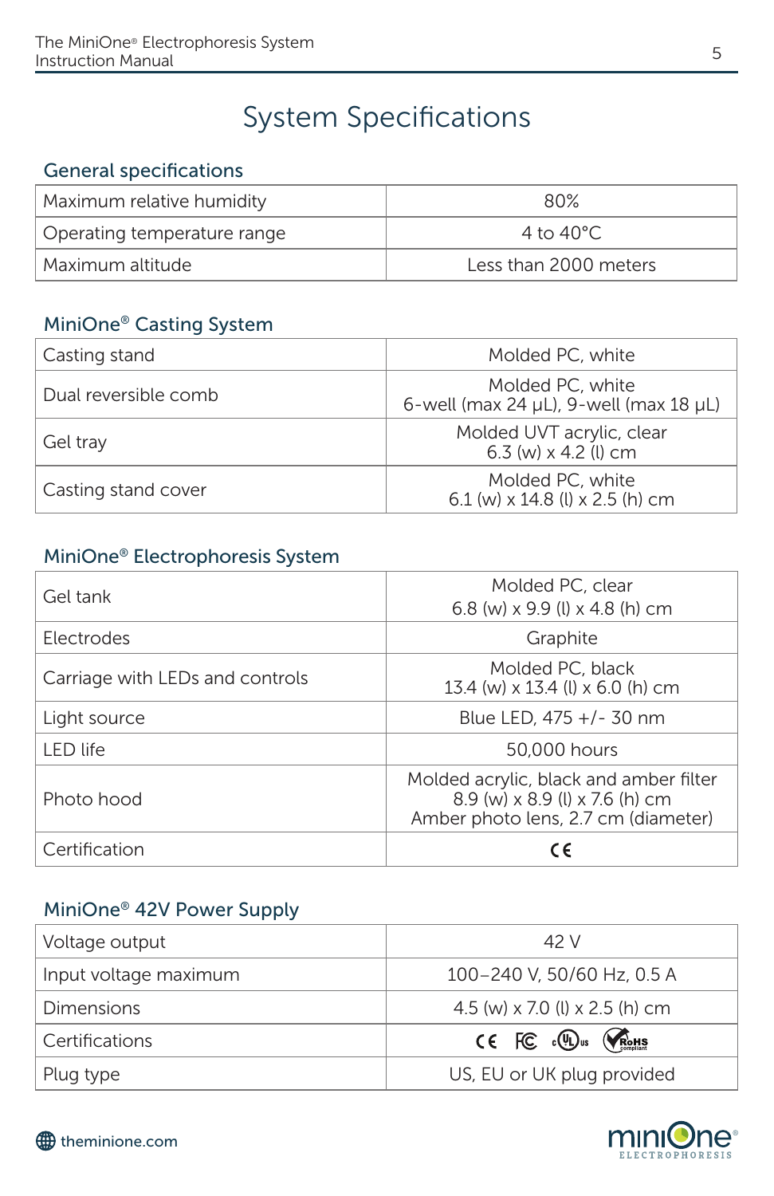# System Specifications

## General specifications

| | |
|---|---|
| Maximum relative humidity | 80% |
| Operating temperature range | 4 to 40°C |
| Maximum altitude | Less than 2000 meters |

## MiniOne® Casting System

| | |
|---|---|
| Casting stand | Molded PC, white |
| Dual reversible comb | Molded PC, white<br>6-well (max 24 µL), 9-well (max 18 µL) |
| Gel tray | Molded UVT acrylic, clear<br>6.3 (w) x 4.2 (l) cm |
| Casting stand cover | Molded PC, white<br>6.1 (w) x 14.8 (l) x 2.5 (h) cm |

## MiniOne® Electrophoresis System

| | |
|---|---|
| Gel tank | Molded PC, clear<br>6.8 (w) x 9.9 (l) x 4.8 (h) cm |
| Electrodes | Graphite |
| Carriage with LEDs and controls | Molded PC, black<br>13.4 (w) x 13.4 (l) x 6.0 (h) cm |
| Light source | Blue LED, 475 +/- 30 nm |
| LED life | 50,000 hours |
| Photo hood | Molded acrylic, black and amber filter<br>8.9 (w) x 8.9 (l) x 7.6 (h) cm<br>Amber photo lens, 2.7 cm (diameter) |
| Certification | CE |

## MiniOne® 42V Power Supply

| | |
|---|---|
| Voltage output | 42 V |
| Input voltage maximum | 100–240 V, 50/60 Hz, 0.5 A |
| Dimensions | 4.5 (w) x 7.0 (l) x 2.5 (h) cm |
| Certifications | CE FC cULus RoHS compliant |
| Plug type | US, EU or UK plug provided |

theminione.com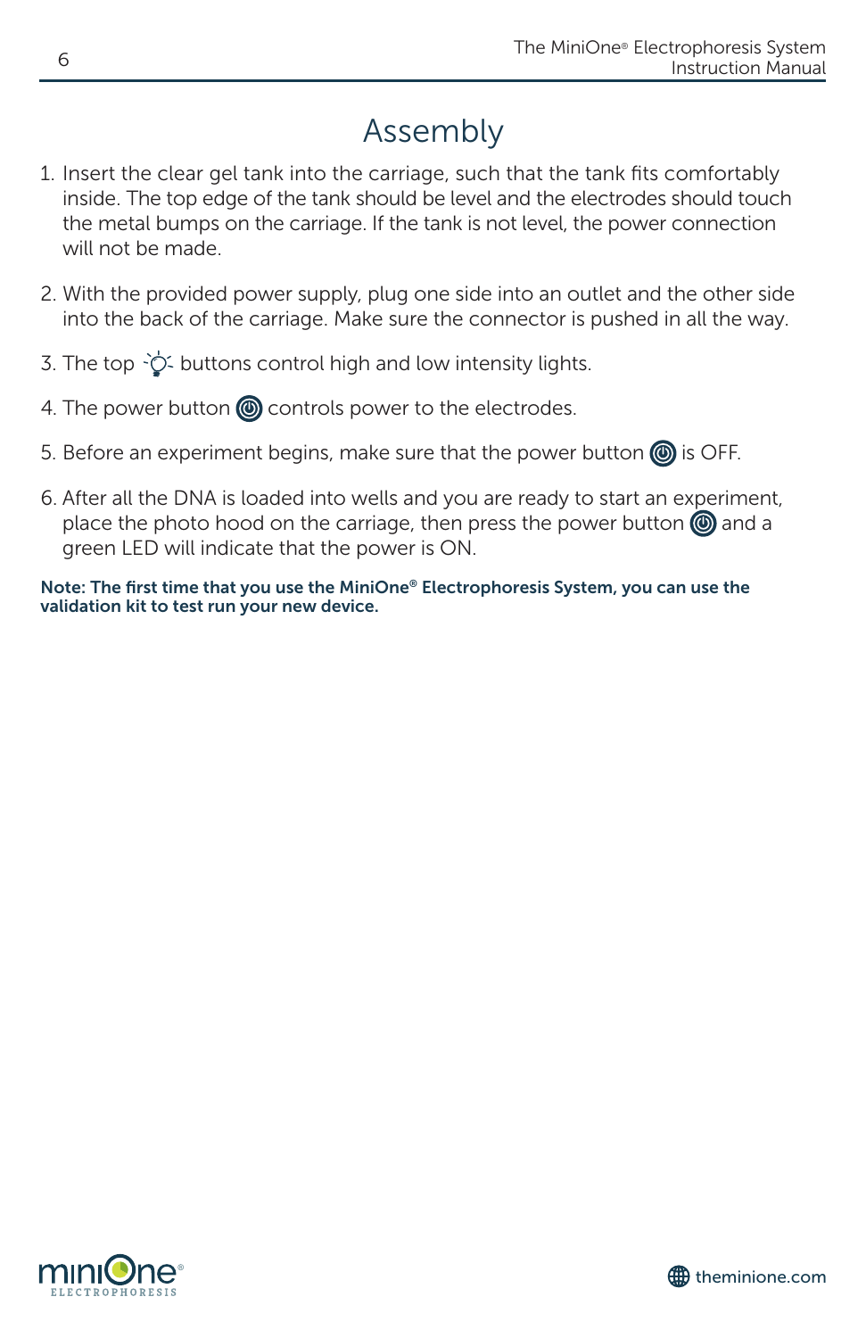# Assembly

1. Insert the clear gel tank into the carriage, such that the tank fits comfortably inside. The top edge of the tank should be level and the electrodes should touch the metal bumps on the carriage. If the tank is not level, the power connection will not be made.

2. With the provided power supply, plug one side into an outlet and the other side into the back of the carriage. Make sure the connector is pushed in all the way.

3. The top buttons control high and low intensity lights.

4. The power button controls power to the electrodes.

5. Before an experiment begins, make sure that the power button is OFF.

6. After all the DNA is loaded into wells and you are ready to start an experiment, place the photo hood on the carriage, then press the power button and a green LED will indicate that the power is ON.

**Note: The first time that you use the MiniOne® Electrophoresis System, you can use the validation kit to test run your new device.**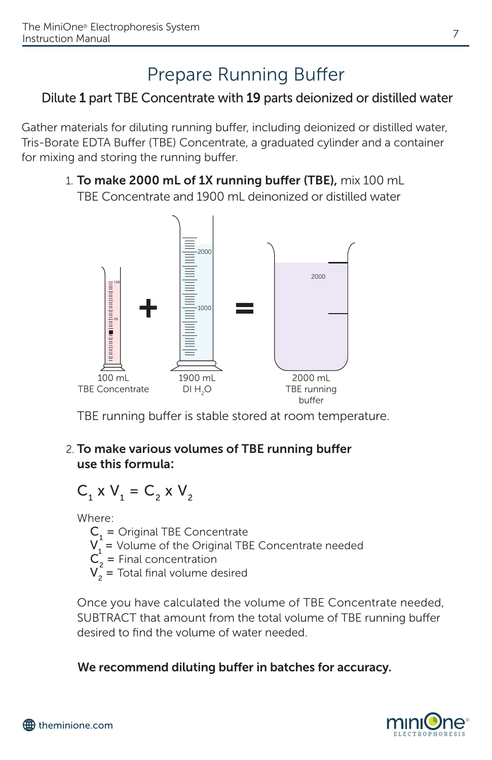# Prepare Running Buffer

**Dilute 1 part TBE Concentrate with 19 parts deionized or distilled water**

Gather materials for diluting running buffer, including deionized or distilled water, Tris-Borate EDTA Buffer (TBE) Concentrate, a graduated cylinder and a container for mixing and storing the running buffer.

1. **To make 2000 mL of 1X running buffer (TBE),** mix 100 mL TBE Concentrate and 1900 mL deinonized or distilled water

100 mL TBE Concentrate + 1900 mL DI $H_2O$ = 2000 mL TBE running buffer

TBE running buffer is stable stored at room temperature.

2. **To make various volumes of TBE running buffer use this formula:**

$$C_1 \times V_1 = C_2 \times V_2$$

Where:

$C_1$ = Original TBE Concentrate
$V_1$ = Volume of the Original TBE Concentrate needed
$C_2$ = Final concentration
$V_2$ = Total final volume desired

Once you have calculated the volume of TBE Concentrate needed, SUBTRACT that amount from the total volume of TBE running buffer desired to find the volume of water needed.

**We recommend diluting buffer in batches for accuracy.**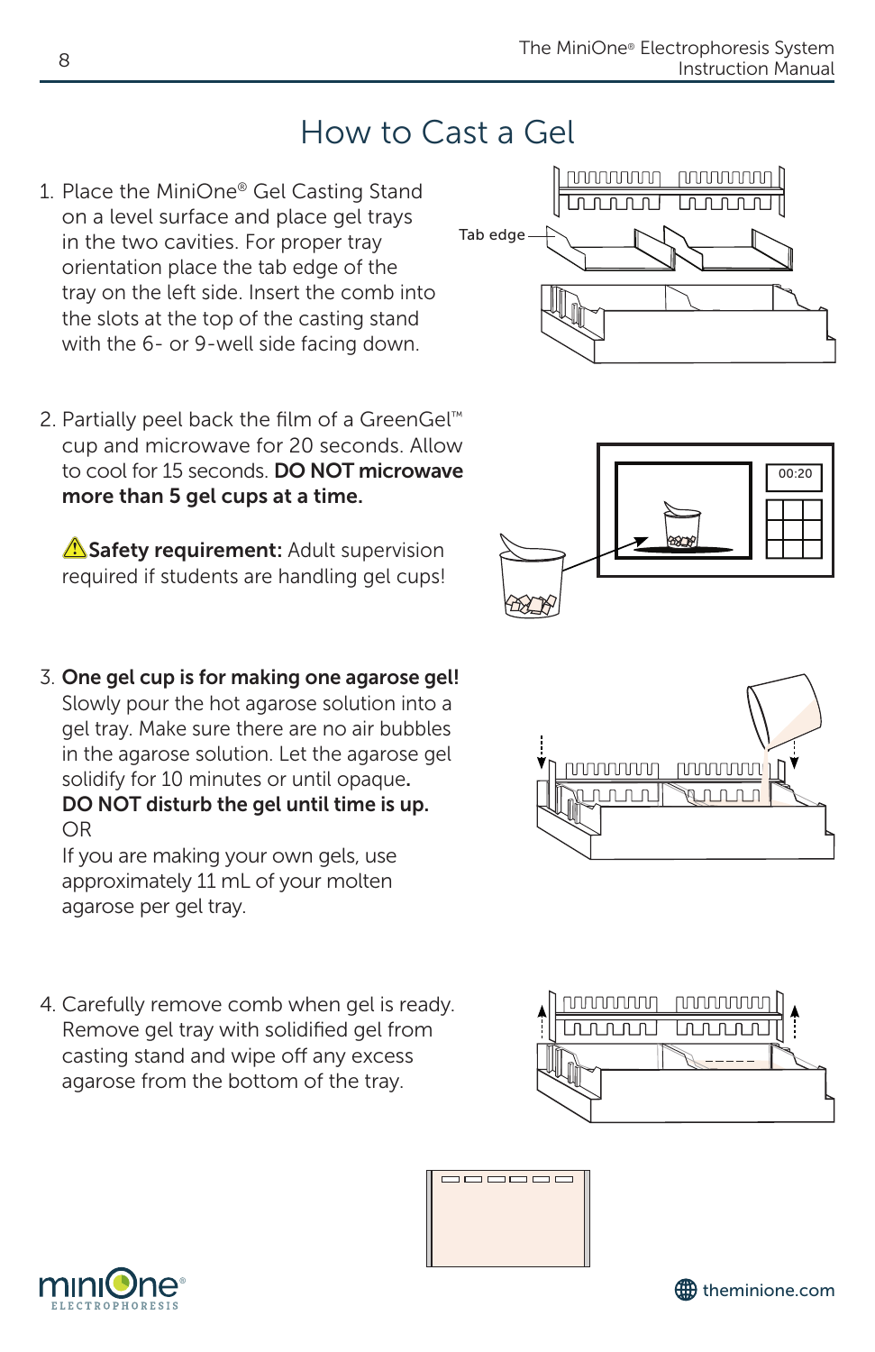# How to Cast a Gel

1. Place the MiniOne® Gel Casting Stand on a level surface and place gel trays in the two cavities. For proper tray orientation place the tab edge of the tray on the left side. Insert the comb into the slots at the top of the casting stand with the 6- or 9-well side facing down.

Tab edge

2. Partially peel back the film of a GreenGel™ cup and microwave for 20 seconds. Allow to cool for 15 seconds. **DO NOT microwave more than 5 gel cups at a time.**

   ⚠**Safety requirement:** Adult supervision required if students are handling gel cups!

00:20

3. **One gel cup is for making one agarose gel!** Slowly pour the hot agarose solution into a gel tray. Make sure there are no air bubbles in the agarose solution. Let the agarose gel solidify for 10 minutes or until opaque**.**
   **DO NOT disturb the gel until time is up.**
   OR
   If you are making your own gels, use approximately 11 mL of your molten agarose per gel tray.

4. Carefully remove comb when gel is ready. Remove gel tray with solidified gel from casting stand and wipe off any excess agarose from the bottom of the tray.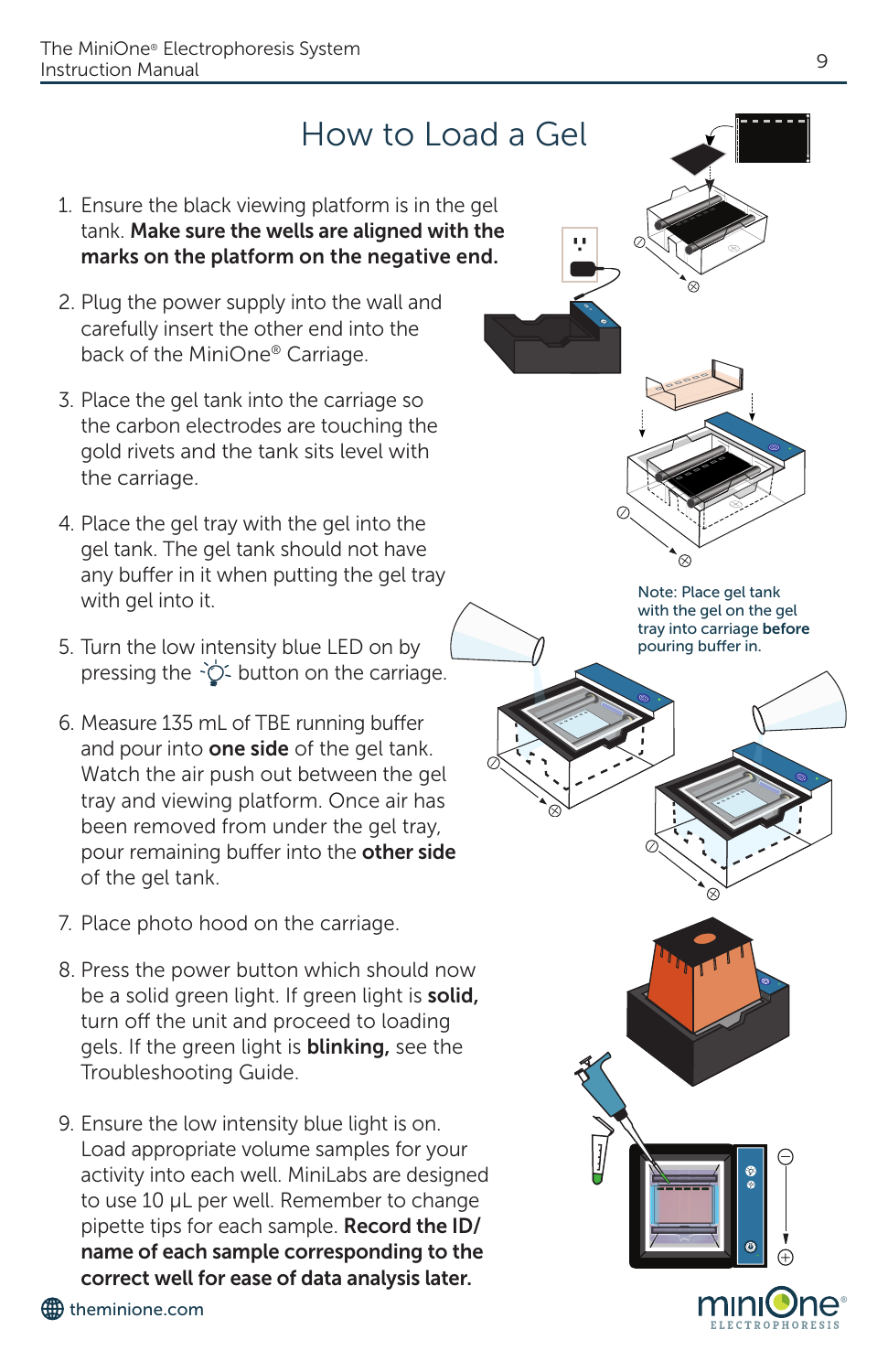# How to Load a Gel

1. Ensure the black viewing platform is in the gel tank. **Make sure the wells are aligned with the marks on the platform on the negative end.**

2. Plug the power supply into the wall and carefully insert the other end into the back of the MiniOne® Carriage.

3. Place the gel tank into the carriage so the carbon electrodes are touching the gold rivets and the tank sits level with the carriage.

4. Place the gel tray with the gel into the gel tank. The gel tank should not have any buffer in it when putting the gel tray with gel into it.

5. Turn the low intensity blue LED on by pressing the button on the carriage.

6. Measure 135 mL of TBE running buffer and pour into **one side** of the gel tank. Watch the air push out between the gel tray and viewing platform. Once air has been removed from under the gel tray, pour remaining buffer into the **other side** of the gel tank.

7. Place photo hood on the carriage.

8. Press the power button which should now be a solid green light. If green light is **solid,** turn off the unit and proceed to loading gels. If the green light is **blinking,** see the Troubleshooting Guide.

9. Ensure the low intensity blue light is on. Load appropriate volume samples for your activity into each well. MiniLabs are designed to use 10 µL per well. Remember to change pipette tips for each sample. **Record the ID/ name of each sample corresponding to the correct well for ease of data analysis later.**

Note: Place gel tank with the gel on the gel tray into carriage **before** pouring buffer in.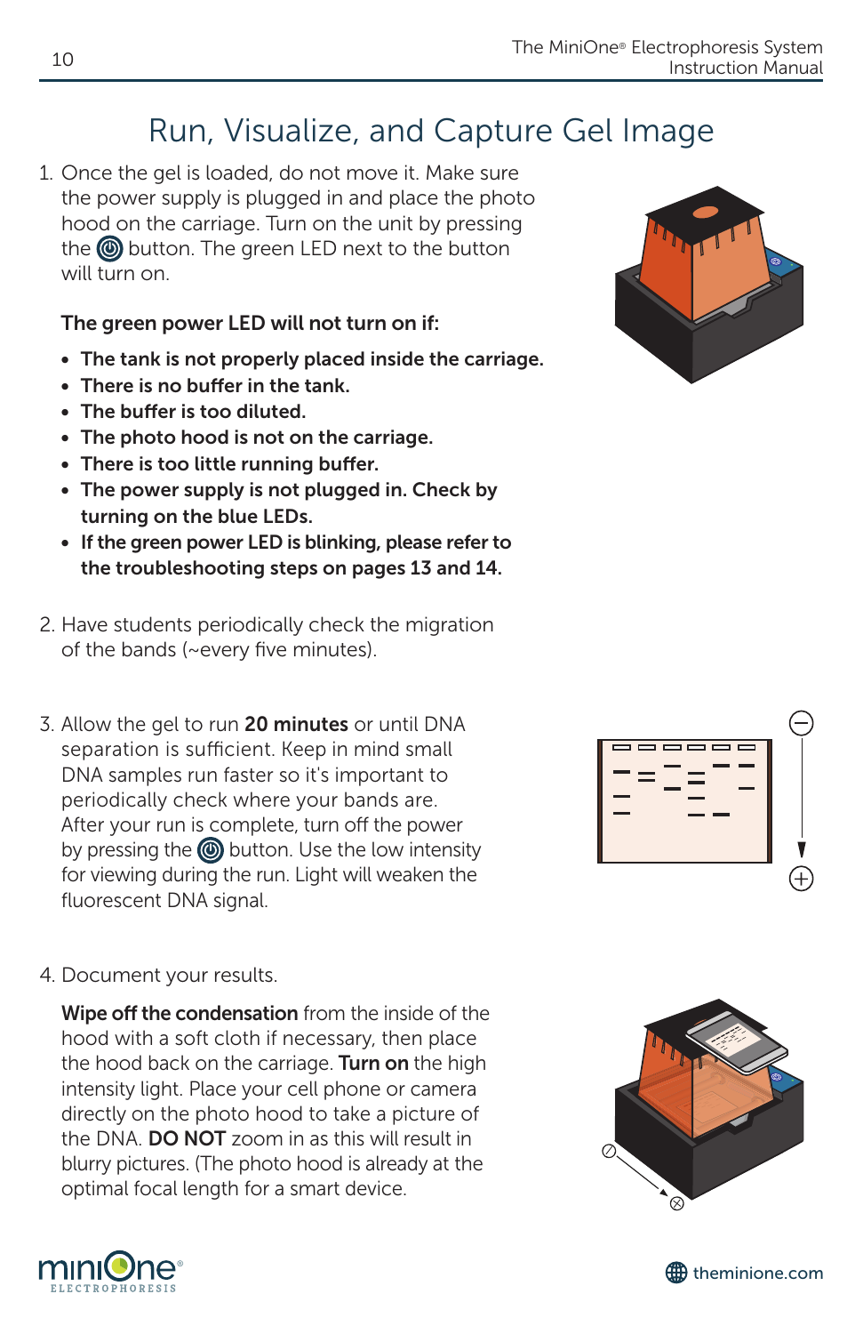# Run, Visualize, and Capture Gel Image

1. Once the gel is loaded, do not move it. Make sure the power supply is plugged in and place the photo hood on the carriage. Turn on the unit by pressing the ⏻ button. The green LED next to the button will turn on.

   **The green power LED will not turn on if:**

   - **The tank is not properly placed inside the carriage.**
   - **There is no buffer in the tank.**
   - **The buffer is too diluted.**
   - **The photo hood is not on the carriage.**
   - **There is too little running buffer.**
   - **The power supply is not plugged in. Check by turning on the blue LEDs.**
   - **If the green power LED is blinking, please refer to the troubleshooting steps on pages 13 and 14.**

2. Have students periodically check the migration of the bands (~every five minutes).

3. Allow the gel to run **20 minutes** or until DNA separation is sufficient. Keep in mind small DNA samples run faster so it's important to periodically check where your bands are. After your run is complete, turn off the power by pressing the ⏻ button. Use the low intensity for viewing during the run. Light will weaken the fluorescent DNA signal.

4. Document your results.

   **Wipe off the condensation** from the inside of the hood with a soft cloth if necessary, then place the hood back on the carriage. **Turn on** the high intensity light. Place your cell phone or camera directly on the photo hood to take a picture of the DNA. **DO NOT** zoom in as this will result in blurry pictures. (The photo hood is already at the optimal focal length for a smart device.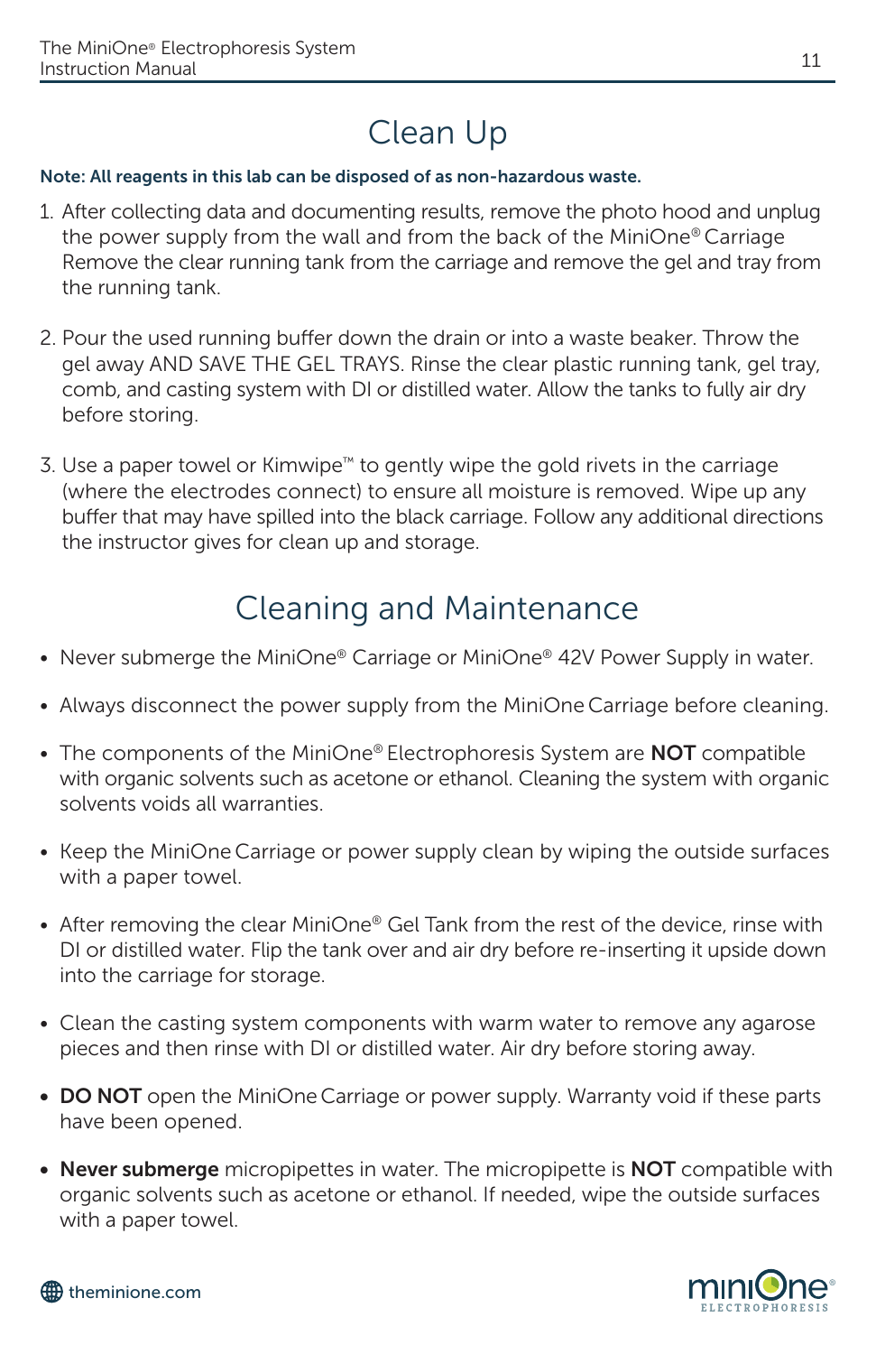# Clean Up

**Note: All reagents in this lab can be disposed of as non-hazardous waste.**

1. After collecting data and documenting results, remove the photo hood and unplug the power supply from the wall and from the back of the MiniOne® Carriage Remove the clear running tank from the carriage and remove the gel and tray from the running tank.

2. Pour the used running buffer down the drain or into a waste beaker. Throw the gel away AND SAVE THE GEL TRAYS. Rinse the clear plastic running tank, gel tray, comb, and casting system with DI or distilled water. Allow the tanks to fully air dry before storing.

3. Use a paper towel or Kimwipe™ to gently wipe the gold rivets in the carriage (where the electrodes connect) to ensure all moisture is removed. Wipe up any buffer that may have spilled into the black carriage. Follow any additional directions the instructor gives for clean up and storage.

# Cleaning and Maintenance

- Never submerge the MiniOne® Carriage or MiniOne® 42V Power Supply in water.
- Always disconnect the power supply from the MiniOne Carriage before cleaning.
- The components of the MiniOne® Electrophoresis System are **NOT** compatible with organic solvents such as acetone or ethanol. Cleaning the system with organic solvents voids all warranties.
- Keep the MiniOne Carriage or power supply clean by wiping the outside surfaces with a paper towel.
- After removing the clear MiniOne® Gel Tank from the rest of the device, rinse with DI or distilled water. Flip the tank over and air dry before re-inserting it upside down into the carriage for storage.
- Clean the casting system components with warm water to remove any agarose pieces and then rinse with DI or distilled water. Air dry before storing away.
- **DO NOT** open the MiniOne Carriage or power supply. Warranty void if these parts have been opened.
- **Never submerge** micropipettes in water. The micropipette is **NOT** compatible with organic solvents such as acetone or ethanol. If needed, wipe the outside surfaces with a paper towel.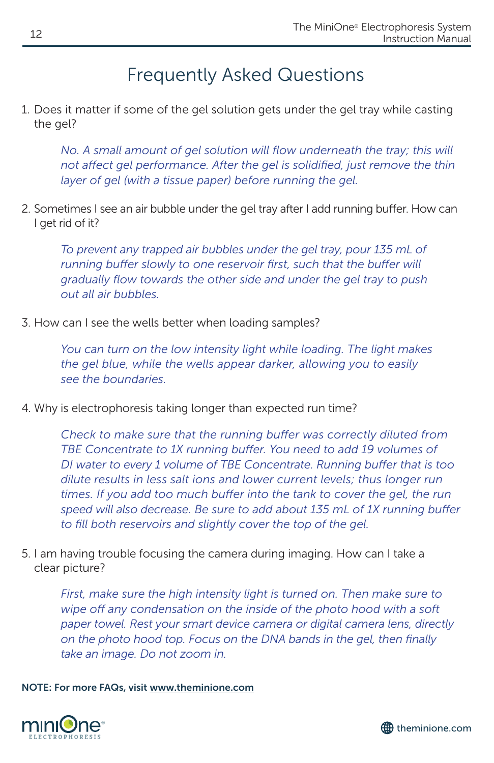# Frequently Asked Questions

1. Does it matter if some of the gel solution gets under the gel tray while casting the gel?

   *No. A small amount of gel solution will flow underneath the tray; this will not affect gel performance. After the gel is solidified, just remove the thin layer of gel (with a tissue paper) before running the gel.*

2. Sometimes I see an air bubble under the gel tray after I add running buffer. How can I get rid of it?

   *To prevent any trapped air bubbles under the gel tray, pour 135 mL of running buffer slowly to one reservoir first, such that the buffer will gradually flow towards the other side and under the gel tray to push out all air bubbles.*

3. How can I see the wells better when loading samples?

   *You can turn on the low intensity light while loading. The light makes the gel blue, while the wells appear darker, allowing you to easily see the boundaries.*

4. Why is electrophoresis taking longer than expected run time?

   *Check to make sure that the running buffer was correctly diluted from TBE Concentrate to 1X running buffer. You need to add 19 volumes of DI water to every 1 volume of TBE Concentrate. Running buffer that is too dilute results in less salt ions and lower current levels; thus longer run times. If you add too much buffer into the tank to cover the gel, the run speed will also decrease. Be sure to add about 135 mL of 1X running buffer to fill both reservoirs and slightly cover the top of the gel.*

5. I am having trouble focusing the camera during imaging. How can I take a clear picture?

   *First, make sure the high intensity light is turned on. Then make sure to wipe off any condensation on the inside of the photo hood with a soft paper towel. Rest your smart device camera or digital camera lens, directly on the photo hood top. Focus on the DNA bands in the gel, then finally take an image. Do not zoom in.*

**NOTE: For more FAQs, visit www.theminione.com**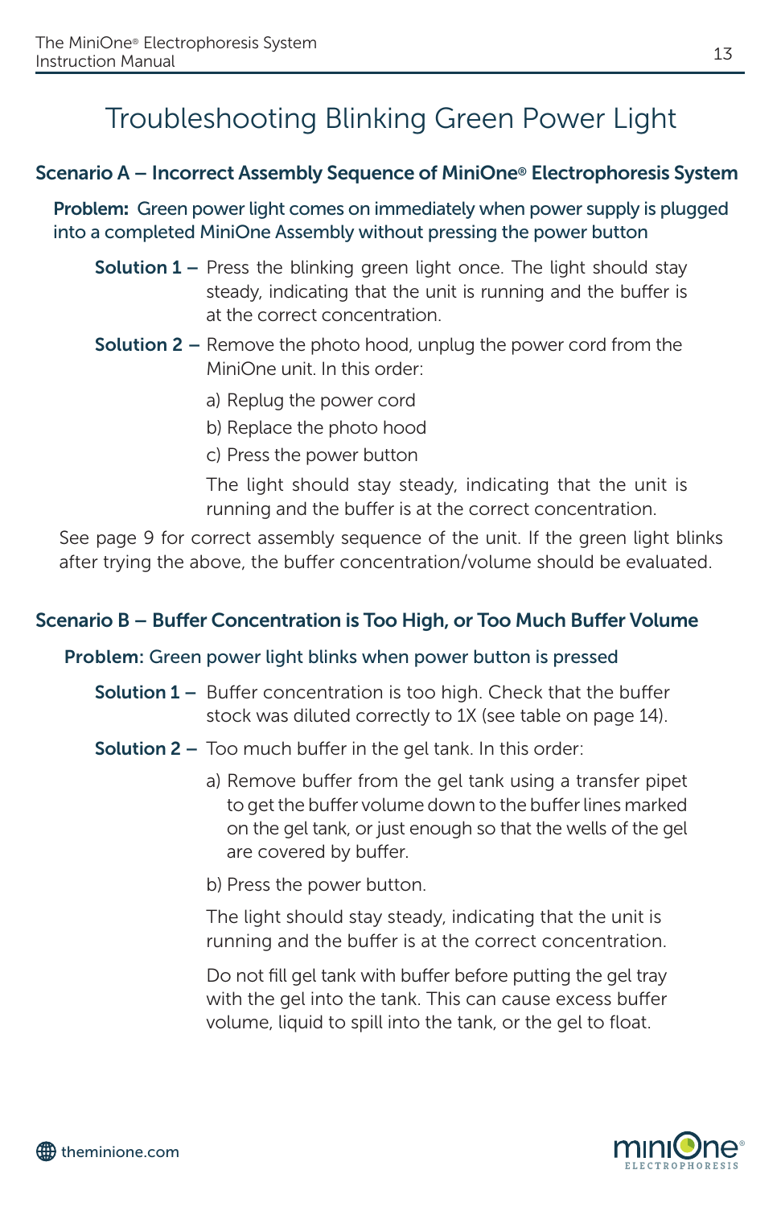# Troubleshooting Blinking Green Power Light

## Scenario A – Incorrect Assembly Sequence of MiniOne® Electrophoresis System

**Problem:** Green power light comes on immediately when power supply is plugged into a completed MiniOne Assembly without pressing the power button

**Solution 1 –** Press the blinking green light once. The light should stay steady, indicating that the unit is running and the buffer is at the correct concentration.

**Solution 2 –** Remove the photo hood, unplug the power cord from the MiniOne unit. In this order:

a) Replug the power cord

b) Replace the photo hood

c) Press the power button

The light should stay steady, indicating that the unit is running and the buffer is at the correct concentration.

See page 9 for correct assembly sequence of the unit. If the green light blinks after trying the above, the buffer concentration/volume should be evaluated.

## Scenario B – Buffer Concentration is Too High, or Too Much Buffer Volume

**Problem:** Green power light blinks when power button is pressed

**Solution 1 –** Buffer concentration is too high. Check that the buffer stock was diluted correctly to 1X (see table on page 14).

**Solution 2 –** Too much buffer in the gel tank. In this order:

a) Remove buffer from the gel tank using a transfer pipet to get the buffer volume down to the buffer lines marked on the gel tank, or just enough so that the wells of the gel are covered by buffer.

b) Press the power button.

The light should stay steady, indicating that the unit is running and the buffer is at the correct concentration.

Do not fill gel tank with buffer before putting the gel tray with the gel into the tank. This can cause excess buffer volume, liquid to spill into the tank, or the gel to float.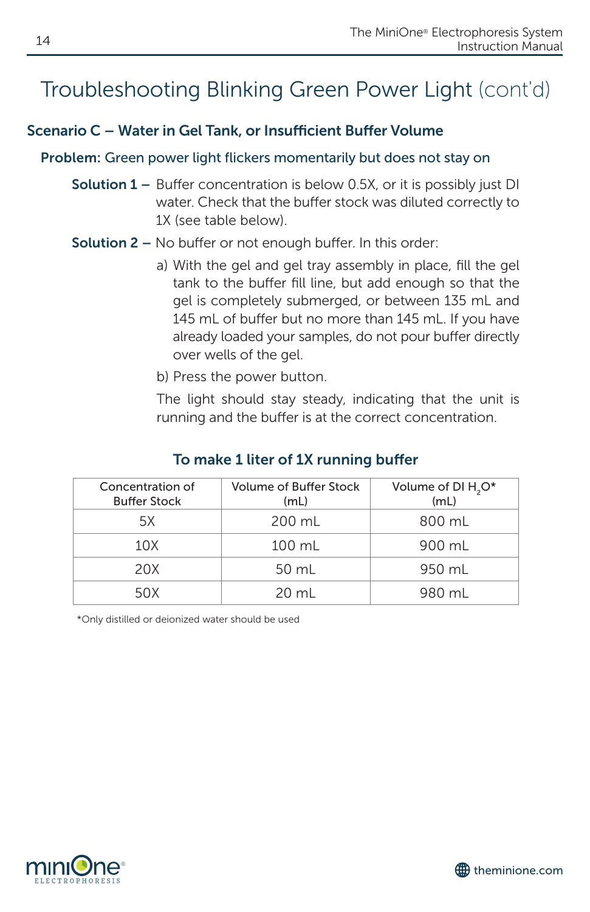# Troubleshooting Blinking Green Power Light (cont'd)

## Scenario C – Water in Gel Tank, or Insufficient Buffer Volume

**Problem:** Green power light flickers momentarily but does not stay on

**Solution 1 –** Buffer concentration is below 0.5X, or it is possibly just DI water. Check that the buffer stock was diluted correctly to 1X (see table below).

**Solution 2 –** No buffer or not enough buffer. In this order:

a) With the gel and gel tray assembly in place, fill the gel tank to the buffer fill line, but add enough so that the gel is completely submerged, or between 135 mL and 145 mL of buffer but no more than 145 mL. If you have already loaded your samples, do not pour buffer directly over wells of the gel.

b) Press the power button.

The light should stay steady, indicating that the unit is running and the buffer is at the correct concentration.

### To make 1 liter of 1X running buffer

| Concentration of Buffer Stock | Volume of Buffer Stock (mL) | Volume of DI $H_2O$* (mL) |
|---|---|---|
| 5X | 200 mL | 800 mL |
| 10X | 100 mL | 900 mL |
| 20X | 50 mL | 950 mL |
| 50X | 20 mL | 980 mL |

*Only distilled or deionized water should be used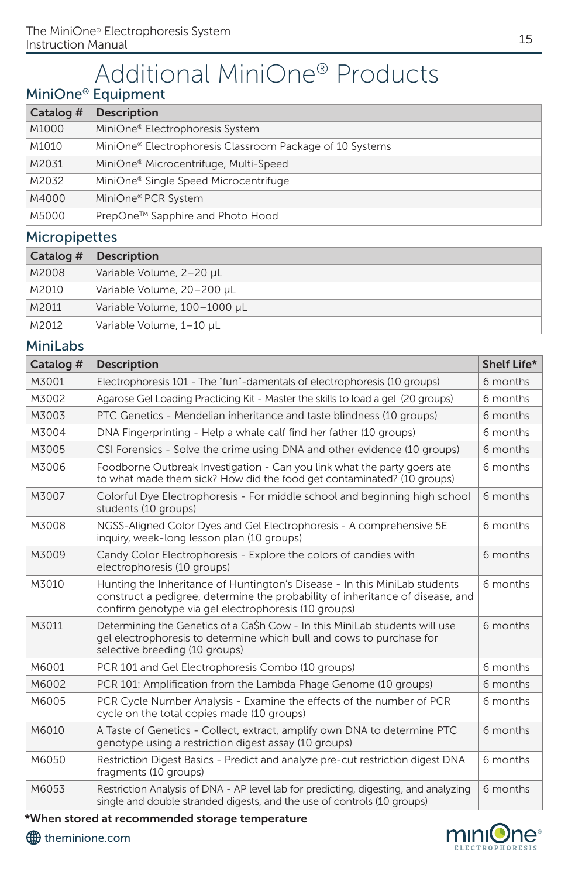# Additional MiniOne® Products

## MiniOne® Equipment

| Catalog # | Description |
|---|---|
| M1000 | MiniOne® Electrophoresis System |
| M1010 | MiniOne® Electrophoresis Classroom Package of 10 Systems |
| M2031 | MiniOne® Microcentrifuge, Multi-Speed |
| M2032 | MiniOne® Single Speed Microcentrifuge |
| M4000 | MiniOne® PCR System |
| M5000 | PrepOne™ Sapphire and Photo Hood |

## Micropipettes

| Catalog # | Description |
|---|---|
| M2008 | Variable Volume, 2–20 µL |
| M2010 | Variable Volume, 20–200 µL |
| M2011 | Variable Volume, 100–1000 µL |
| M2012 | Variable Volume, 1–10 µL |

## MiniLabs

| Catalog # | Description | Shelf Life* |
|---|---|---|
| M3001 | Electrophoresis 101 - The "fun"-damentals of electrophoresis (10 groups) | 6 months |
| M3002 | Agarose Gel Loading Practicing Kit - Master the skills to load a gel (20 groups) | 6 months |
| M3003 | PTC Genetics - Mendelian inheritance and taste blindness (10 groups) | 6 months |
| M3004 | DNA Fingerprinting - Help a whale calf find her father (10 groups) | 6 months |
| M3005 | CSI Forensics - Solve the crime using DNA and other evidence (10 groups) | 6 months |
| M3006 | Foodborne Outbreak Investigation - Can you link what the party goers ate to what made them sick? How did the food get contaminated? (10 groups) | 6 months |
| M3007 | Colorful Dye Electrophoresis - For middle school and beginning high school students (10 groups) | 6 months |
| M3008 | NGSS-Aligned Color Dyes and Gel Electrophoresis - A comprehensive 5E inquiry, week-long lesson plan (10 groups) | 6 months |
| M3009 | Candy Color Electrophoresis - Explore the colors of candies with electrophoresis (10 groups) | 6 months |
| M3010 | Hunting the Inheritance of Huntington's Disease - In this MiniLab students construct a pedigree, determine the probability of inheritance of disease, and confirm genotype via gel electrophoresis (10 groups) | 6 months |
| M3011 | Determining the Genetics of a Ca$h Cow - In this MiniLab students will use gel electrophoresis to determine which bull and cows to purchase for selective breeding (10 groups) | 6 months |
| M6001 | PCR 101 and Gel Electrophoresis Combo (10 groups) | 6 months |
| M6002 | PCR 101: Amplification from the Lambda Phage Genome (10 groups) | 6 months |
| M6005 | PCR Cycle Number Analysis - Examine the effects of the number of PCR cycle on the total copies made (10 groups) | 6 months |
| M6010 | A Taste of Genetics - Collect, extract, amplify own DNA to determine PTC genotype using a restriction digest assay (10 groups) | 6 months |
| M6050 | Restriction Digest Basics - Predict and analyze pre-cut restriction digest DNA fragments (10 groups) | 6 months |
| M6053 | Restriction Analysis of DNA - AP level lab for predicting, digesting, and analyzing single and double stranded digests, and the use of controls (10 groups) | 6 months |

**\*When stored at recommended storage temperature**

theminione.com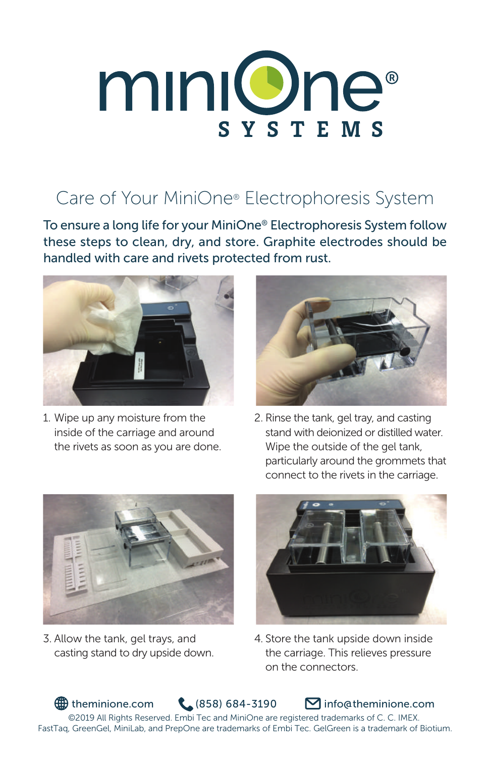# miniOne® SYSTEMS

## Care of Your MiniOne® Electrophoresis System

**To ensure a long life for your MiniOne® Electrophoresis System follow these steps to clean, dry, and store. Graphite electrodes should be handled with care and rivets protected from rust.**

1. Wipe up any moisture from the inside of the carriage and around the rivets as soon as you are done.

2. Rinse the tank, gel tray, and casting stand with deionized or distilled water. Wipe the outside of the gel tank, particularly around the grommets that connect to the rivets in the carriage.

3. Allow the tank, gel trays, and casting stand to dry upside down.

4. Store the tank upside down inside the carriage. This relieves pressure on the connectors.

theminione.com (858) 684-3190 info@theminione.com

©2019 All Rights Reserved. Embi Tec and MiniOne are registered trademarks of C. C. IMEX.
FastTaq, GreenGel, MiniLab, and PrepOne are trademarks of Embi Tec. GelGreen is a trademark of Biotium.